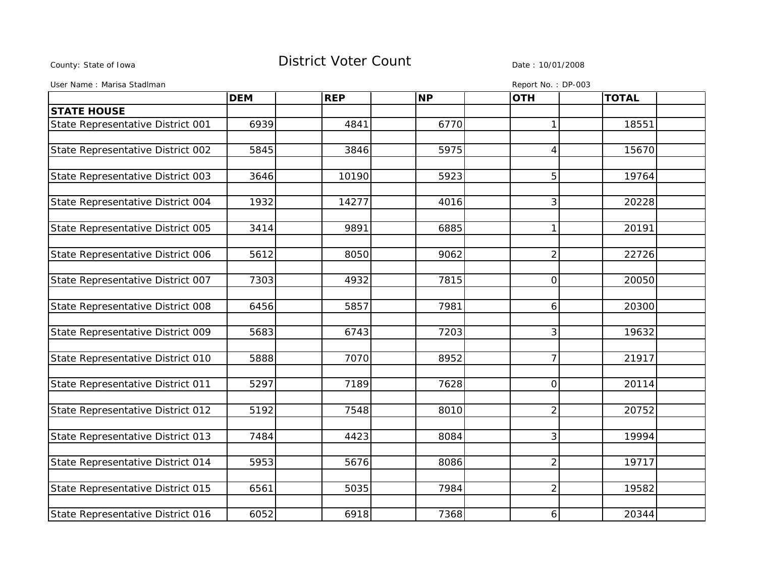County: State of Iowa

# District Voter Count

Date : 10/01/2008

User Name : Marisa Stadlman

Report No. : DP-003

| | DEM | REP | NP | OTH | TOTAL |
|---|---|---|---|---|---|
| **STATE HOUSE** | | | | | |
| State Representative District 001 | 6939 | 4841 | 6770 | 1 | 18551 |
| State Representative District 002 | 5845 | 3846 | 5975 | 4 | 15670 |
| State Representative District 003 | 3646 | 10190 | 5923 | 5 | 19764 |
| State Representative District 004 | 1932 | 14277 | 4016 | 3 | 20228 |
| State Representative District 005 | 3414 | 9891 | 6885 | 1 | 20191 |
| State Representative District 006 | 5612 | 8050 | 9062 | 2 | 22726 |
| State Representative District 007 | 7303 | 4932 | 7815 | 0 | 20050 |
| State Representative District 008 | 6456 | 5857 | 7981 | 6 | 20300 |
| State Representative District 009 | 5683 | 6743 | 7203 | 3 | 19632 |
| State Representative District 010 | 5888 | 7070 | 8952 | 7 | 21917 |
| State Representative District 011 | 5297 | 7189 | 7628 | 0 | 20114 |
| State Representative District 012 | 5192 | 7548 | 8010 | 2 | 20752 |
| State Representative District 013 | 7484 | 4423 | 8084 | 3 | 19994 |
| State Representative District 014 | 5953 | 5676 | 8086 | 2 | 19717 |
| State Representative District 015 | 6561 | 5035 | 7984 | 2 | 19582 |
| State Representative District 016 | 6052 | 6918 | 7368 | 6 | 20344 |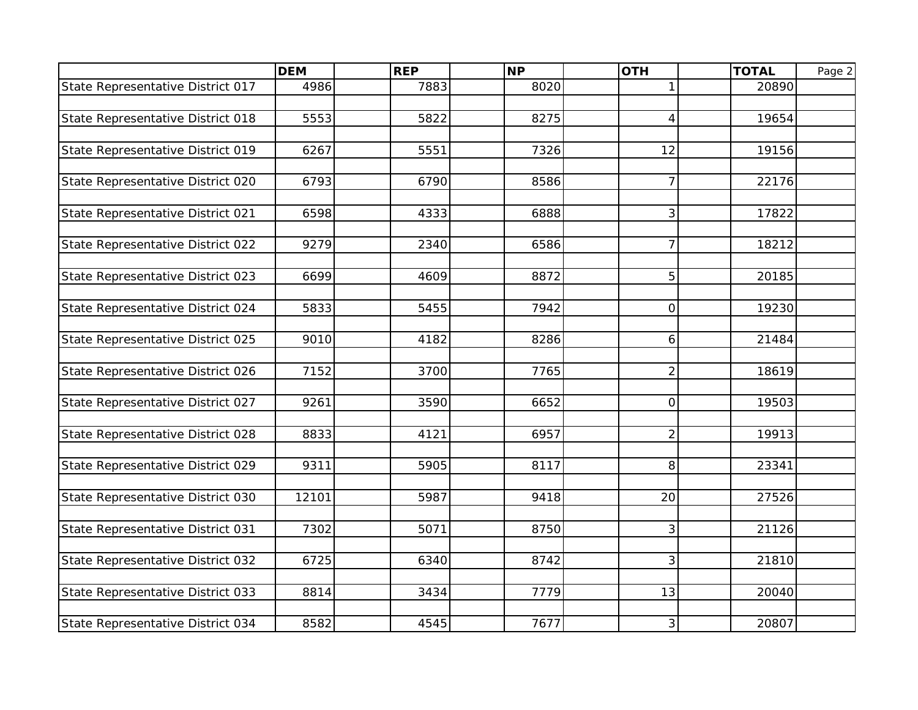| | DEM | REP | NP | OTH | TOTAL |
| --- | --- | --- | --- | --- | --- |
| State Representative District 017 | 4986 | 7883 | 8020 | 1 | 20890 |
| State Representative District 018 | 5553 | 5822 | 8275 | 4 | 19654 |
| State Representative District 019 | 6267 | 5551 | 7326 | 12 | 19156 |
| State Representative District 020 | 6793 | 6790 | 8586 | 7 | 22176 |
| State Representative District 021 | 6598 | 4333 | 6888 | 3 | 17822 |
| State Representative District 022 | 9279 | 2340 | 6586 | 7 | 18212 |
| State Representative District 023 | 6699 | 4609 | 8872 | 5 | 20185 |
| State Representative District 024 | 5833 | 5455 | 7942 | 0 | 19230 |
| State Representative District 025 | 9010 | 4182 | 8286 | 6 | 21484 |
| State Representative District 026 | 7152 | 3700 | 7765 | 2 | 18619 |
| State Representative District 027 | 9261 | 3590 | 6652 | 0 | 19503 |
| State Representative District 028 | 8833 | 4121 | 6957 | 2 | 19913 |
| State Representative District 029 | 9311 | 5905 | 8117 | 8 | 23341 |
| State Representative District 030 | 12101 | 5987 | 9418 | 20 | 27526 |
| State Representative District 031 | 7302 | 5071 | 8750 | 3 | 21126 |
| State Representative District 032 | 6725 | 6340 | 8742 | 3 | 21810 |
| State Representative District 033 | 8814 | 3434 | 7779 | 13 | 20040 |
| State Representative District 034 | 8582 | 4545 | 7677 | 3 | 20807 |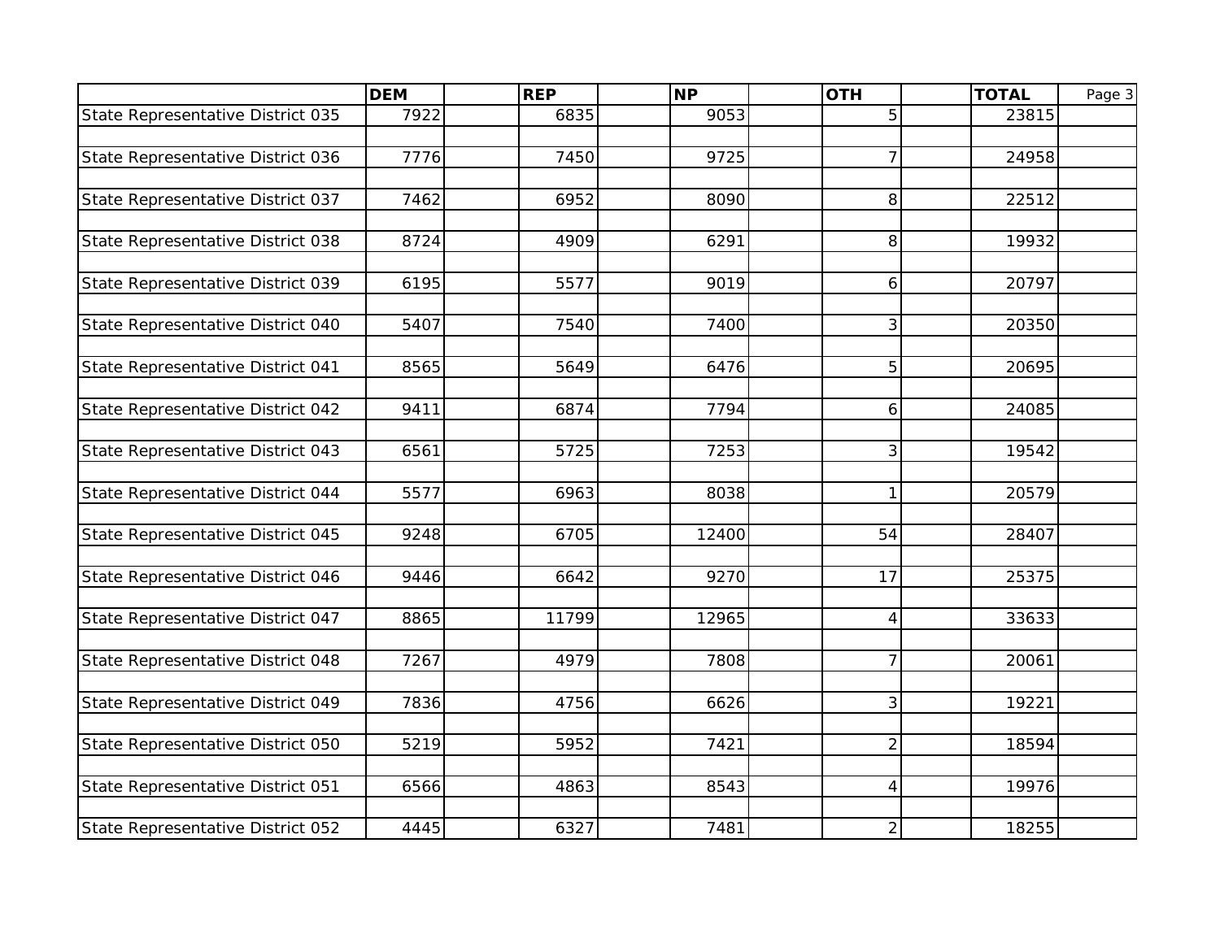| | DEM | REP | NP | OTH | TOTAL |
|---|---|---|---|---|---|
| State Representative District 035 | 7922 | 6835 | 9053 | 5 | 23815 |
| State Representative District 036 | 7776 | 7450 | 9725 | 7 | 24958 |
| State Representative District 037 | 7462 | 6952 | 8090 | 8 | 22512 |
| State Representative District 038 | 8724 | 4909 | 6291 | 8 | 19932 |
| State Representative District 039 | 6195 | 5577 | 9019 | 6 | 20797 |
| State Representative District 040 | 5407 | 7540 | 7400 | 3 | 20350 |
| State Representative District 041 | 8565 | 5649 | 6476 | 5 | 20695 |
| State Representative District 042 | 9411 | 6874 | 7794 | 6 | 24085 |
| State Representative District 043 | 6561 | 5725 | 7253 | 3 | 19542 |
| State Representative District 044 | 5577 | 6963 | 8038 | 1 | 20579 |
| State Representative District 045 | 9248 | 6705 | 12400 | 54 | 28407 |
| State Representative District 046 | 9446 | 6642 | 9270 | 17 | 25375 |
| State Representative District 047 | 8865 | 11799 | 12965 | 4 | 33633 |
| State Representative District 048 | 7267 | 4979 | 7808 | 7 | 20061 |
| State Representative District 049 | 7836 | 4756 | 6626 | 3 | 19221 |
| State Representative District 050 | 5219 | 5952 | 7421 | 2 | 18594 |
| State Representative District 051 | 6566 | 4863 | 8543 | 4 | 19976 |
| State Representative District 052 | 4445 | 6327 | 7481 | 2 | 18255 |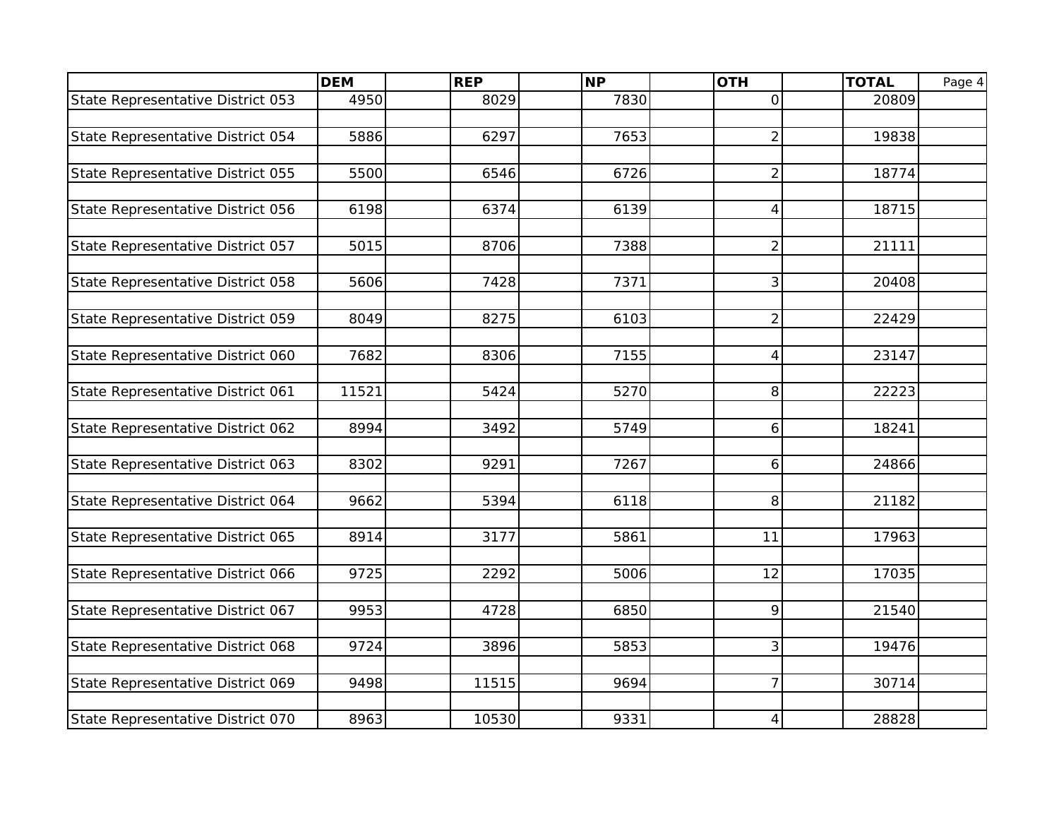| | DEM | REP | NP | OTH | TOTAL |
|---|---|---|---|---|---|
| State Representative District 053 | 4950 | 8029 | 7830 | 0 | 20809 |
| State Representative District 054 | 5886 | 6297 | 7653 | 2 | 19838 |
| State Representative District 055 | 5500 | 6546 | 6726 | 2 | 18774 |
| State Representative District 056 | 6198 | 6374 | 6139 | 4 | 18715 |
| State Representative District 057 | 5015 | 8706 | 7388 | 2 | 21111 |
| State Representative District 058 | 5606 | 7428 | 7371 | 3 | 20408 |
| State Representative District 059 | 8049 | 8275 | 6103 | 2 | 22429 |
| State Representative District 060 | 7682 | 8306 | 7155 | 4 | 23147 |
| State Representative District 061 | 11521 | 5424 | 5270 | 8 | 22223 |
| State Representative District 062 | 8994 | 3492 | 5749 | 6 | 18241 |
| State Representative District 063 | 8302 | 9291 | 7267 | 6 | 24866 |
| State Representative District 064 | 9662 | 5394 | 6118 | 8 | 21182 |
| State Representative District 065 | 8914 | 3177 | 5861 | 11 | 17963 |
| State Representative District 066 | 9725 | 2292 | 5006 | 12 | 17035 |
| State Representative District 067 | 9953 | 4728 | 6850 | 9 | 21540 |
| State Representative District 068 | 9724 | 3896 | 5853 | 3 | 19476 |
| State Representative District 069 | 9498 | 11515 | 9694 | 7 | 30714 |
| State Representative District 070 | 8963 | 10530 | 9331 | 4 | 28828 |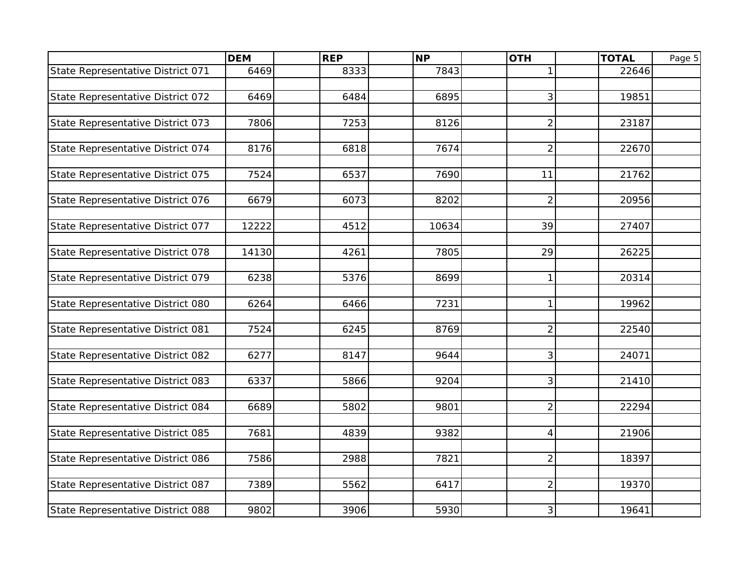| | DEM | REP | NP | OTH | TOTAL |
|---|---|---|---|---|---|
| State Representative District 071 | 6469 | 8333 | 7843 | 1 | 22646 |
| State Representative District 072 | 6469 | 6484 | 6895 | 3 | 19851 |
| State Representative District 073 | 7806 | 7253 | 8126 | 2 | 23187 |
| State Representative District 074 | 8176 | 6818 | 7674 | 2 | 22670 |
| State Representative District 075 | 7524 | 6537 | 7690 | 11 | 21762 |
| State Representative District 076 | 6679 | 6073 | 8202 | 2 | 20956 |
| State Representative District 077 | 12222 | 4512 | 10634 | 39 | 27407 |
| State Representative District 078 | 14130 | 4261 | 7805 | 29 | 26225 |
| State Representative District 079 | 6238 | 5376 | 8699 | 1 | 20314 |
| State Representative District 080 | 6264 | 6466 | 7231 | 1 | 19962 |
| State Representative District 081 | 7524 | 6245 | 8769 | 2 | 22540 |
| State Representative District 082 | 6277 | 8147 | 9644 | 3 | 24071 |
| State Representative District 083 | 6337 | 5866 | 9204 | 3 | 21410 |
| State Representative District 084 | 6689 | 5802 | 9801 | 2 | 22294 |
| State Representative District 085 | 7681 | 4839 | 9382 | 4 | 21906 |
| State Representative District 086 | 7586 | 2988 | 7821 | 2 | 18397 |
| State Representative District 087 | 7389 | 5562 | 6417 | 2 | 19370 |
| State Representative District 088 | 9802 | 3906 | 5930 | 3 | 19641 |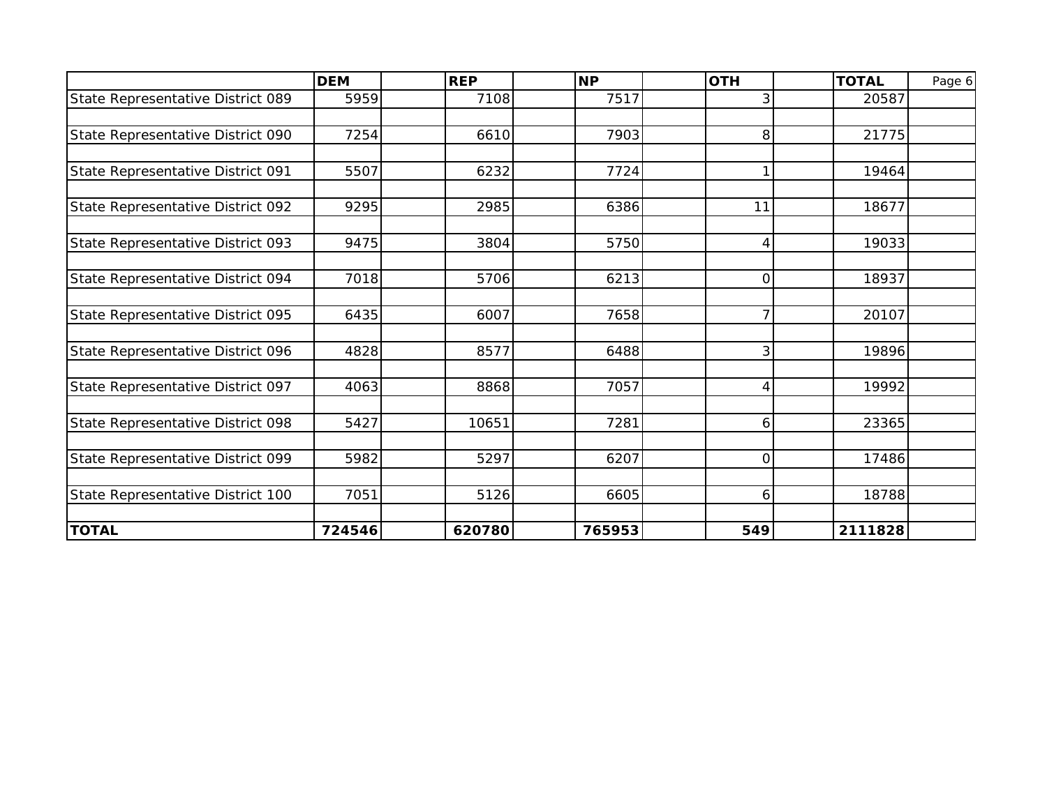| | DEM | | REP | | NP | | OTH | | TOTAL | |
|---|---|---|---|---|---|---|---|---|---|---|
| State Representative District 089 | 5959 | | 7108 | | 7517 | | 3 | | 20587 | |
| | | | | | | | | | | |
| State Representative District 090 | 7254 | | 6610 | | 7903 | | 8 | | 21775 | |
| | | | | | | | | | | |
| State Representative District 091 | 5507 | | 6232 | | 7724 | | 1 | | 19464 | |
| | | | | | | | | | | |
| State Representative District 092 | 9295 | | 2985 | | 6386 | | 11 | | 18677 | |
| | | | | | | | | | | |
| State Representative District 093 | 9475 | | 3804 | | 5750 | | 4 | | 19033 | |
| | | | | | | | | | | |
| State Representative District 094 | 7018 | | 5706 | | 6213 | | 0 | | 18937 | |
| | | | | | | | | | | |
| State Representative District 095 | 6435 | | 6007 | | 7658 | | 7 | | 20107 | |
| | | | | | | | | | | |
| State Representative District 096 | 4828 | | 8577 | | 6488 | | 3 | | 19896 | |
| | | | | | | | | | | |
| State Representative District 097 | 4063 | | 8868 | | 7057 | | 4 | | 19992 | |
| | | | | | | | | | | |
| State Representative District 098 | 5427 | | 10651 | | 7281 | | 6 | | 23365 | |
| | | | | | | | | | | |
| State Representative District 099 | 5982 | | 5297 | | 6207 | | 0 | | 17486 | |
| | | | | | | | | | | |
| State Representative District 100 | 7051 | | 5126 | | 6605 | | 6 | | 18788 | |
| | | | | | | | | | | |
| **TOTAL** | **724546** | | **620780** | | **765953** | | **549** | | **2111828** | |